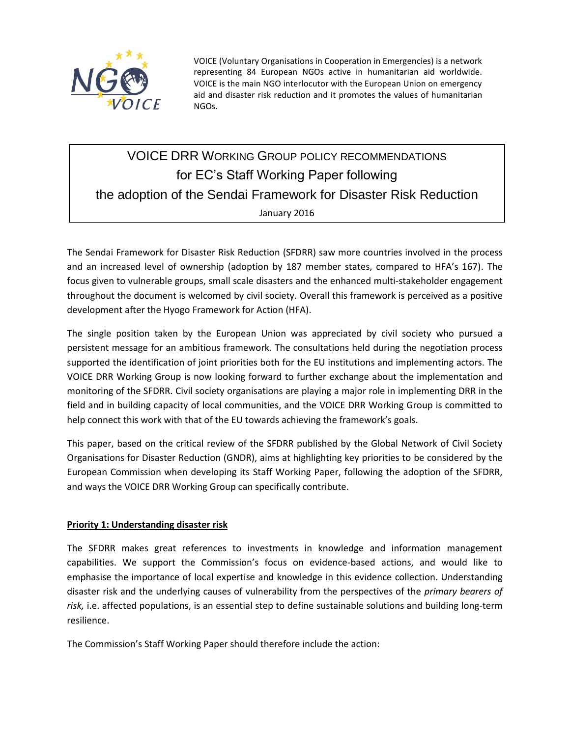VOICE (Voluntary Organisations in Cooperation in Emergencies) is a network representing 84 European NGOs active in humanitarian aid worldwide. VOICE is the main NGO interlocutor with the European Union on emergency aid and disaster risk reduction and it promotes the values of humanitarian NGOs.

# VOICE DRR Working Group policy recommendations for EC's Staff Working Paper following the adoption of the Sendai Framework for Disaster Risk Reduction

January 2016

The Sendai Framework for Disaster Risk Reduction (SFDRR) saw more countries involved in the process and an increased level of ownership (adoption by 187 member states, compared to HFA's 167). The focus given to vulnerable groups, small scale disasters and the enhanced multi-stakeholder engagement throughout the document is welcomed by civil society. Overall this framework is perceived as a positive development after the Hyogo Framework for Action (HFA).

The single position taken by the European Union was appreciated by civil society who pursued a persistent message for an ambitious framework. The consultations held during the negotiation process supported the identification of joint priorities both for the EU institutions and implementing actors. The VOICE DRR Working Group is now looking forward to further exchange about the implementation and monitoring of the SFDRR. Civil society organisations are playing a major role in implementing DRR in the field and in building capacity of local communities, and the VOICE DRR Working Group is committed to help connect this work with that of the EU towards achieving the framework's goals.

This paper, based on the critical review of the SFDRR published by the Global Network of Civil Society Organisations for Disaster Reduction (GNDR), aims at highlighting key priorities to be considered by the European Commission when developing its Staff Working Paper, following the adoption of the SFDRR, and ways the VOICE DRR Working Group can specifically contribute.

## Priority 1: Understanding disaster risk

The SFDRR makes great references to investments in knowledge and information management capabilities. We support the Commission's focus on evidence-based actions, and would like to emphasise the importance of local expertise and knowledge in this evidence collection. Understanding disaster risk and the underlying causes of vulnerability from the perspectives of the *primary bearers of risk,* i.e. affected populations, is an essential step to define sustainable solutions and building long-term resilience.

The Commission's Staff Working Paper should therefore include the action: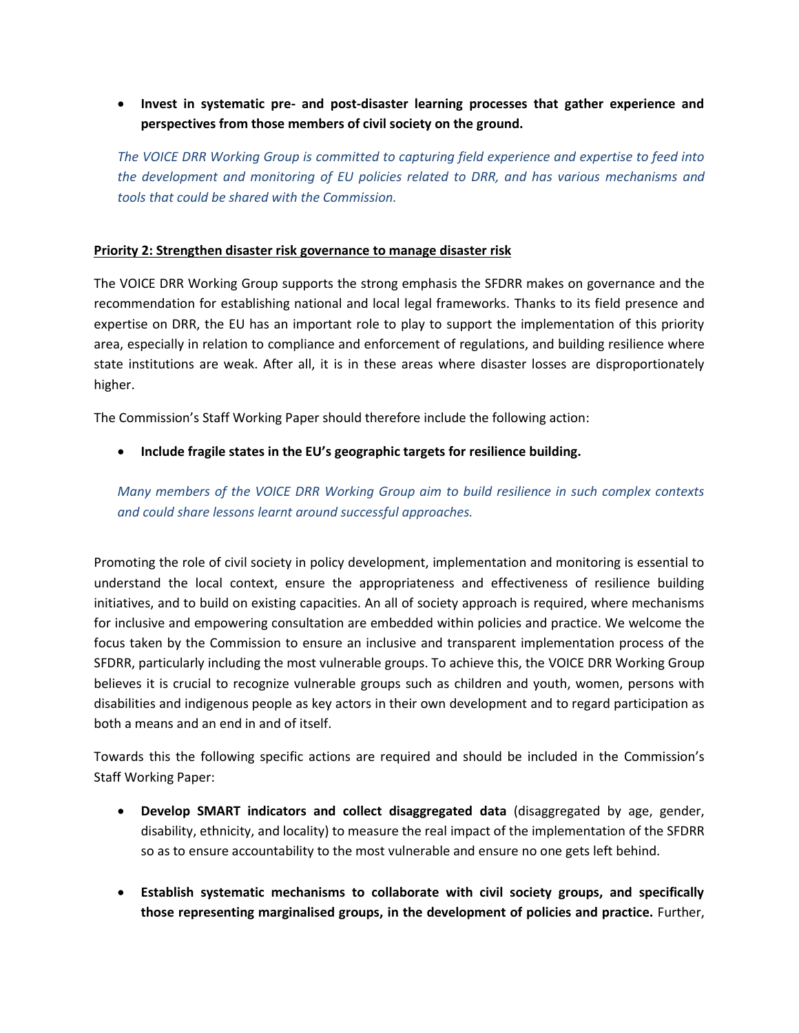- **Invest in systematic pre- and post-disaster learning processes that gather experience and perspectives from those members of civil society on the ground.**

  *The VOICE DRR Working Group is committed to capturing field experience and expertise to feed into the development and monitoring of EU policies related to DRR, and has various mechanisms and tools that could be shared with the Commission.*

**Priority 2: Strengthen disaster risk governance to manage disaster risk**

The VOICE DRR Working Group supports the strong emphasis the SFDRR makes on governance and the recommendation for establishing national and local legal frameworks. Thanks to its field presence and expertise on DRR, the EU has an important role to play to support the implementation of this priority area, especially in relation to compliance and enforcement of regulations, and building resilience where state institutions are weak. After all, it is in these areas where disaster losses are disproportionately higher.

The Commission's Staff Working Paper should therefore include the following action:

- **Include fragile states in the EU's geographic targets for resilience building.**

  *Many members of the VOICE DRR Working Group aim to build resilience in such complex contexts and could share lessons learnt around successful approaches.*

Promoting the role of civil society in policy development, implementation and monitoring is essential to understand the local context, ensure the appropriateness and effectiveness of resilience building initiatives, and to build on existing capacities. An all of society approach is required, where mechanisms for inclusive and empowering consultation are embedded within policies and practice. We welcome the focus taken by the Commission to ensure an inclusive and transparent implementation process of the SFDRR, particularly including the most vulnerable groups. To achieve this, the VOICE DRR Working Group believes it is crucial to recognize vulnerable groups such as children and youth, women, persons with disabilities and indigenous people as key actors in their own development and to regard participation as both a means and an end in and of itself.

Towards this the following specific actions are required and should be included in the Commission's Staff Working Paper:

- **Develop SMART indicators and collect disaggregated data** (disaggregated by age, gender, disability, ethnicity, and locality) to measure the real impact of the implementation of the SFDRR so as to ensure accountability to the most vulnerable and ensure no one gets left behind.

- **Establish systematic mechanisms to collaborate with civil society groups, and specifically those representing marginalised groups, in the development of policies and practice.** Further,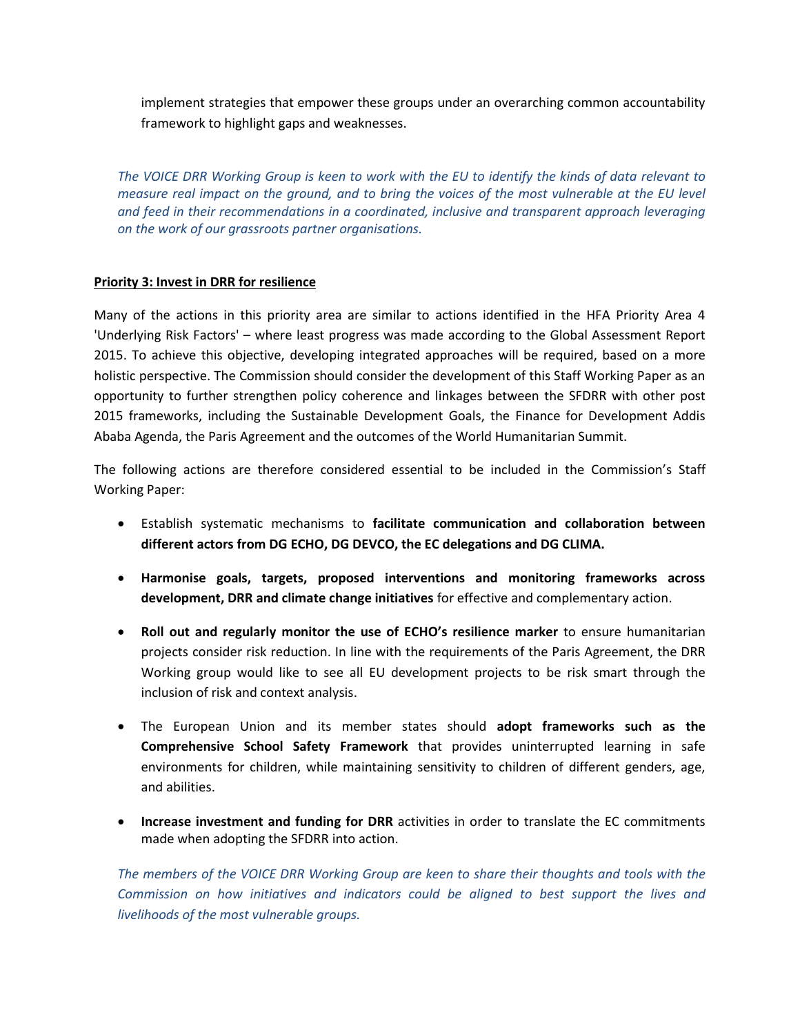implement strategies that empower these groups under an overarching common accountability framework to highlight gaps and weaknesses.

*The VOICE DRR Working Group is keen to work with the EU to identify the kinds of data relevant to measure real impact on the ground, and to bring the voices of the most vulnerable at the EU level and feed in their recommendations in a coordinated, inclusive and transparent approach leveraging on the work of our grassroots partner organisations.*

**Priority 3: Invest in DRR for resilience**

Many of the actions in this priority area are similar to actions identified in the HFA Priority Area 4 'Underlying Risk Factors' – where least progress was made according to the Global Assessment Report 2015. To achieve this objective, developing integrated approaches will be required, based on a more holistic perspective. The Commission should consider the development of this Staff Working Paper as an opportunity to further strengthen policy coherence and linkages between the SFDRR with other post 2015 frameworks, including the Sustainable Development Goals, the Finance for Development Addis Ababa Agenda, the Paris Agreement and the outcomes of the World Humanitarian Summit.

The following actions are therefore considered essential to be included in the Commission's Staff Working Paper:

- Establish systematic mechanisms to **facilitate communication and collaboration between different actors from DG ECHO, DG DEVCO, the EC delegations and DG CLIMA.**
- **Harmonise goals, targets, proposed interventions and monitoring frameworks across development, DRR and climate change initiatives** for effective and complementary action.
- **Roll out and regularly monitor the use of ECHO's resilience marker** to ensure humanitarian projects consider risk reduction. In line with the requirements of the Paris Agreement, the DRR Working group would like to see all EU development projects to be risk smart through the inclusion of risk and context analysis.
- The European Union and its member states should **adopt frameworks such as the Comprehensive School Safety Framework** that provides uninterrupted learning in safe environments for children, while maintaining sensitivity to children of different genders, age, and abilities.
- **Increase investment and funding for DRR** activities in order to translate the EC commitments made when adopting the SFDRR into action.

*The members of the VOICE DRR Working Group are keen to share their thoughts and tools with the Commission on how initiatives and indicators could be aligned to best support the lives and livelihoods of the most vulnerable groups.*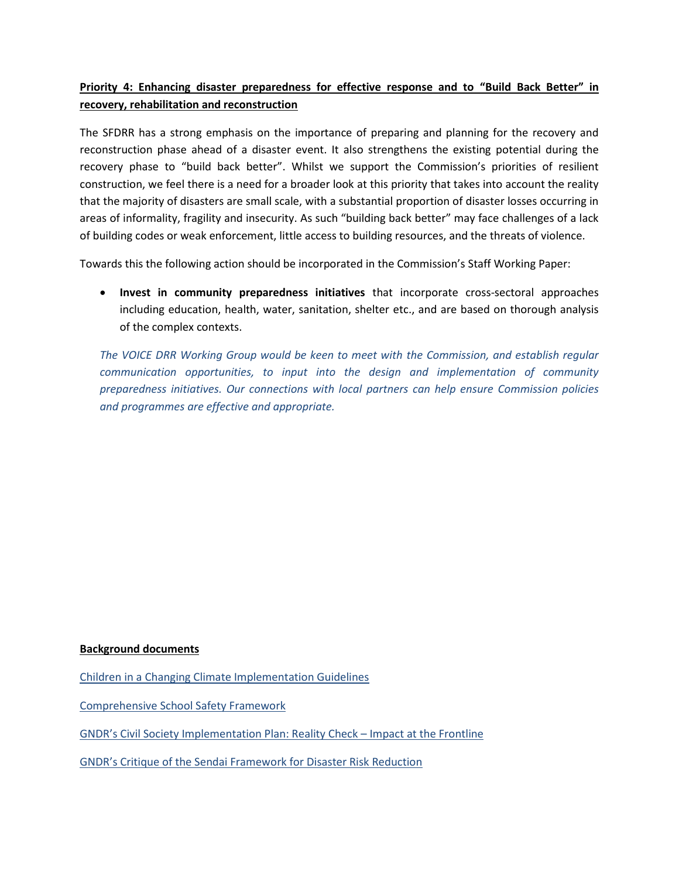**Priority 4: Enhancing disaster preparedness for effective response and to "Build Back Better" in recovery, rehabilitation and reconstruction**

The SFDRR has a strong emphasis on the importance of preparing and planning for the recovery and reconstruction phase ahead of a disaster event. It also strengthens the existing potential during the recovery phase to "build back better". Whilst we support the Commission's priorities of resilient construction, we feel there is a need for a broader look at this priority that takes into account the reality that the majority of disasters are small scale, with a substantial proportion of disaster losses occurring in areas of informality, fragility and insecurity. As such "building back better" may face challenges of a lack of building codes or weak enforcement, little access to building resources, and the threats of violence.

Towards this the following action should be incorporated in the Commission's Staff Working Paper:

- **Invest in community preparedness initiatives** that incorporate cross-sectoral approaches including education, health, water, sanitation, shelter etc., and are based on thorough analysis of the complex contexts.

*The VOICE DRR Working Group would be keen to meet with the Commission, and establish regular communication opportunities, to input into the design and implementation of community preparedness initiatives. Our connections with local partners can help ensure Commission policies and programmes are effective and appropriate.*

**Background documents**

Children in a Changing Climate Implementation Guidelines

Comprehensive School Safety Framework

GNDR's Civil Society Implementation Plan: Reality Check – Impact at the Frontline

GNDR's Critique of the Sendai Framework for Disaster Risk Reduction